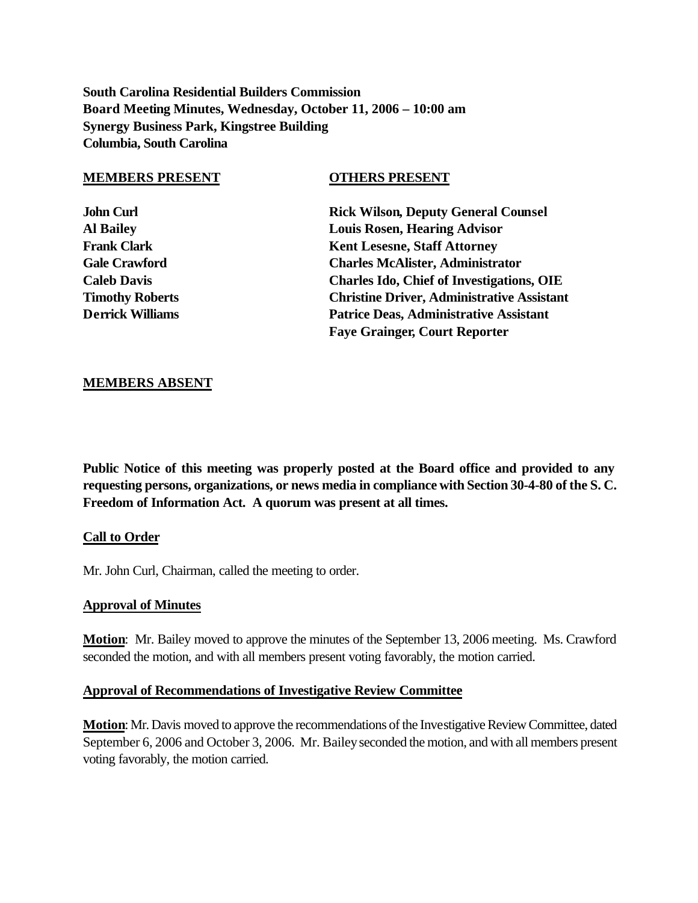**South Carolina Residential Builders Commission**
**Board Meeting Minutes, Wednesday, October 11, 2006 – 10:00 am**
**Synergy Business Park, Kingstree Building**
**Columbia, South Carolina**

| **MEMBERS PRESENT** | **OTHERS PRESENT** |
|---|---|
| **John Curl** | **Rick Wilson, Deputy General Counsel** |
| **Al Bailey** | **Louis Rosen, Hearing Advisor** |
| **Frank Clark** | **Kent Lesesne, Staff Attorney** |
| **Gale Crawford** | **Charles McAlister, Administrator** |
| **Caleb Davis** | **Charles Ido, Chief of Investigations, OIE** |
| **Timothy Roberts** | **Christine Driver, Administrative Assistant** |
| **Derrick Williams** | **Patrice Deas, Administrative Assistant** |
| | **Faye Grainger, Court Reporter** |

**MEMBERS ABSENT**

**Public Notice of this meeting was properly posted at the Board office and provided to any requesting persons, organizations, or news media in compliance with Section 30-4-80 of the S. C. Freedom of Information Act. A quorum was present at all times.**

**Call to Order**

Mr. John Curl, Chairman, called the meeting to order.

**Approval of Minutes**

**Motion**: Mr. Bailey moved to approve the minutes of the September 13, 2006 meeting. Ms. Crawford seconded the motion, and with all members present voting favorably, the motion carried.

**Approval of Recommendations of Investigative Review Committee**

**Motion**: Mr. Davis moved to approve the recommendations of the Investigative Review Committee, dated September 6, 2006 and October 3, 2006. Mr. Bailey seconded the motion, and with all members present voting favorably, the motion carried.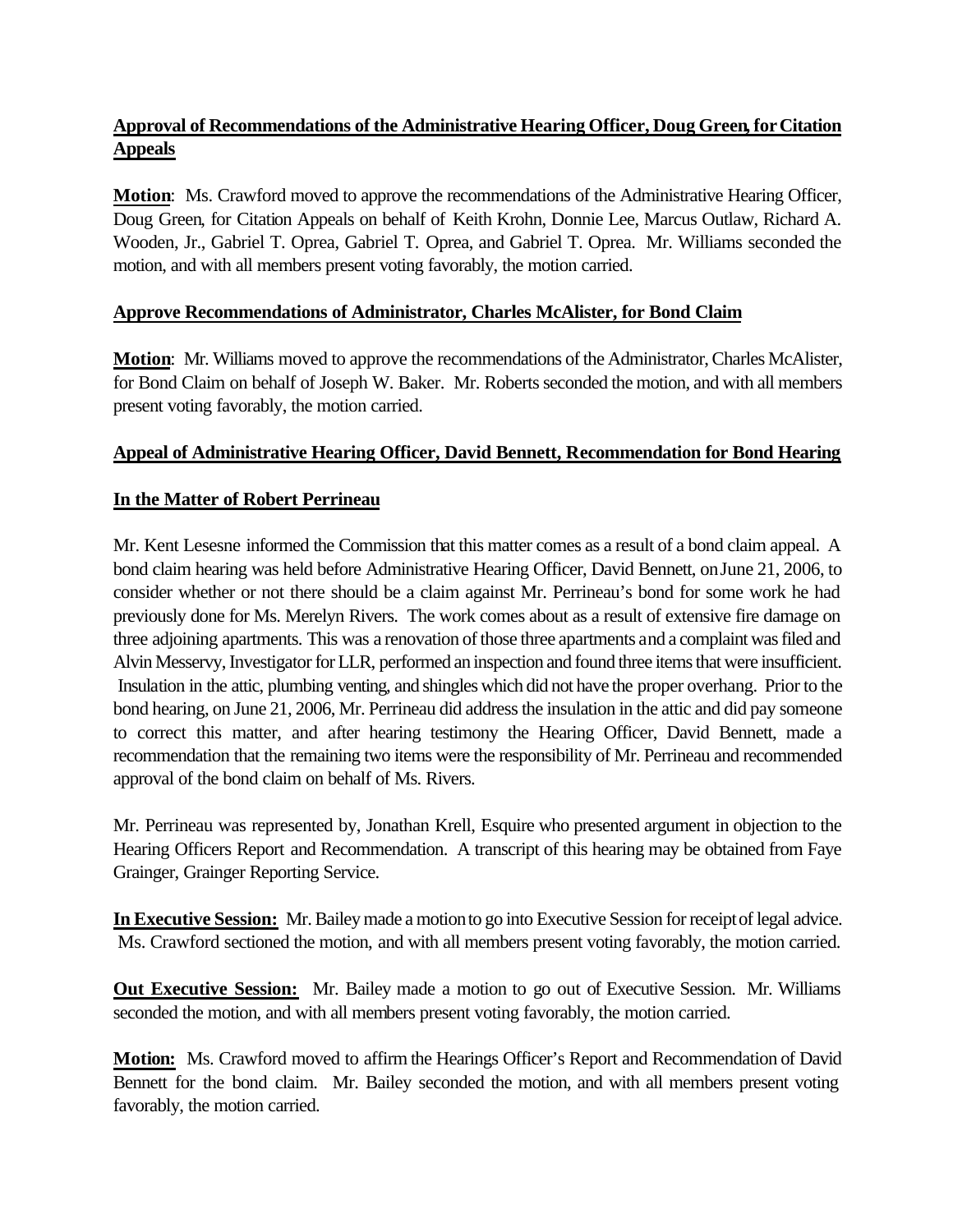**Approval of Recommendations of the Administrative Hearing Officer, Doug Green, for Citation Appeals**

**Motion**: Ms. Crawford moved to approve the recommendations of the Administrative Hearing Officer, Doug Green, for Citation Appeals on behalf of Keith Krohn, Donnie Lee, Marcus Outlaw, Richard A. Wooden, Jr., Gabriel T. Oprea, Gabriel T. Oprea, and Gabriel T. Oprea. Mr. Williams seconded the motion, and with all members present voting favorably, the motion carried.

**Approve Recommendations of Administrator, Charles McAlister, for Bond Claim**

**Motion**: Mr. Williams moved to approve the recommendations of the Administrator, Charles McAlister, for Bond Claim on behalf of Joseph W. Baker. Mr. Roberts seconded the motion, and with all members present voting favorably, the motion carried.

**Appeal of Administrative Hearing Officer, David Bennett, Recommendation for Bond Hearing**

**In the Matter of Robert Perrineau**

Mr. Kent Lesesne informed the Commission that this matter comes as a result of a bond claim appeal. A bond claim hearing was held before Administrative Hearing Officer, David Bennett, on June 21, 2006, to consider whether or not there should be a claim against Mr. Perrineau's bond for some work he had previously done for Ms. Merelyn Rivers. The work comes about as a result of extensive fire damage on three adjoining apartments. This was a renovation of those three apartments and a complaint was filed and Alvin Messervy, Investigator for LLR, performed an inspection and found three items that were insufficient. Insulation in the attic, plumbing venting, and shingles which did not have the proper overhang. Prior to the bond hearing, on June 21, 2006, Mr. Perrineau did address the insulation in the attic and did pay someone to correct this matter, and after hearing testimony the Hearing Officer, David Bennett, made a recommendation that the remaining two items were the responsibility of Mr. Perrineau and recommended approval of the bond claim on behalf of Ms. Rivers.

Mr. Perrineau was represented by, Jonathan Krell, Esquire who presented argument in objection to the Hearing Officers Report and Recommendation. A transcript of this hearing may be obtained from Faye Grainger, Grainger Reporting Service.

**In Executive Session:** Mr. Bailey made a motion to go into Executive Session for receipt of legal advice. Ms. Crawford sectioned the motion, and with all members present voting favorably, the motion carried.

**Out Executive Session:** Mr. Bailey made a motion to go out of Executive Session. Mr. Williams seconded the motion, and with all members present voting favorably, the motion carried.

**Motion:** Ms. Crawford moved to affirm the Hearings Officer's Report and Recommendation of David Bennett for the bond claim. Mr. Bailey seconded the motion, and with all members present voting favorably, the motion carried.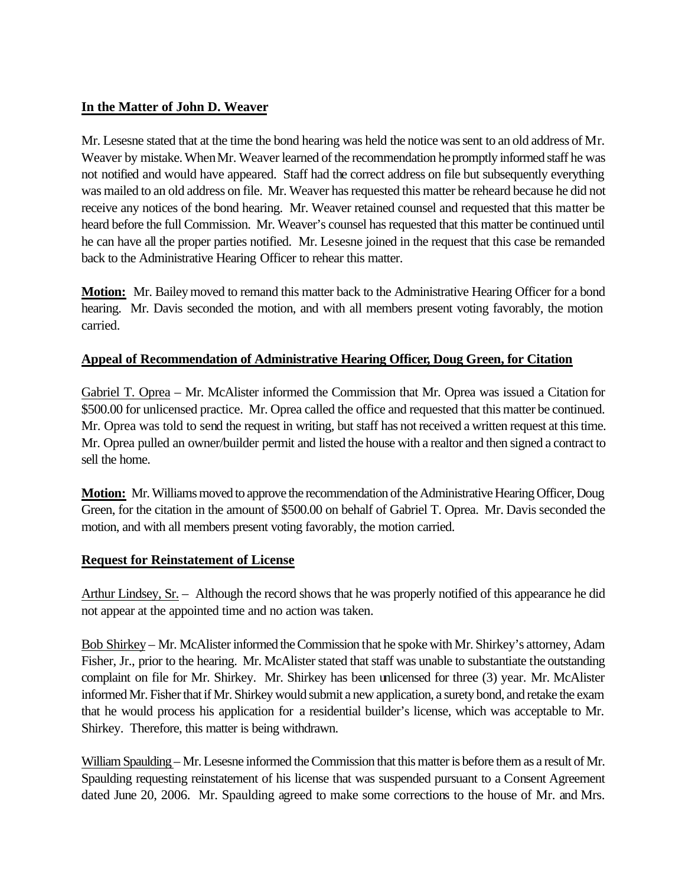**In the Matter of John D. Weaver**

Mr. Lesesne stated that at the time the bond hearing was held the notice was sent to an old address of Mr. Weaver by mistake. When Mr. Weaver learned of the recommendation he promptly informed staff he was not notified and would have appeared. Staff had the correct address on file but subsequently everything was mailed to an old address on file. Mr. Weaver has requested this matter be reheard because he did not receive any notices of the bond hearing. Mr. Weaver retained counsel and requested that this matter be heard before the full Commission. Mr. Weaver's counsel has requested that this matter be continued until he can have all the proper parties notified. Mr. Lesesne joined in the request that this case be remanded back to the Administrative Hearing Officer to rehear this matter.

**Motion:** Mr. Bailey moved to remand this matter back to the Administrative Hearing Officer for a bond hearing. Mr. Davis seconded the motion, and with all members present voting favorably, the motion carried.

**Appeal of Recommendation of Administrative Hearing Officer, Doug Green, for Citation**

Gabriel T. Oprea – Mr. McAlister informed the Commission that Mr. Oprea was issued a Citation for $500.00 for unlicensed practice. Mr. Oprea called the office and requested that this matter be continued. Mr. Oprea was told to send the request in writing, but staff has not received a written request at this time. Mr. Oprea pulled an owner/builder permit and listed the house with a realtor and then signed a contract to sell the home.

**Motion:** Mr. Williams moved to approve the recommendation of the Administrative Hearing Officer, Doug Green, for the citation in the amount of $500.00 on behalf of Gabriel T. Oprea. Mr. Davis seconded the motion, and with all members present voting favorably, the motion carried.

**Request for Reinstatement of License**

Arthur Lindsey, Sr. – Although the record shows that he was properly notified of this appearance he did not appear at the appointed time and no action was taken.

Bob Shirkey – Mr. McAlister informed the Commission that he spoke with Mr. Shirkey's attorney, Adam Fisher, Jr., prior to the hearing. Mr. McAlister stated that staff was unable to substantiate the outstanding complaint on file for Mr. Shirkey. Mr. Shirkey has been unlicensed for three (3) year. Mr. McAlister informed Mr. Fisher that if Mr. Shirkey would submit a new application, a surety bond, and retake the exam that he would process his application for a residential builder's license, which was acceptable to Mr. Shirkey. Therefore, this matter is being withdrawn.

William Spaulding – Mr. Lesesne informed the Commission that this matter is before them as a result of Mr. Spaulding requesting reinstatement of his license that was suspended pursuant to a Consent Agreement dated June 20, 2006. Mr. Spaulding agreed to make some corrections to the house of Mr. and Mrs.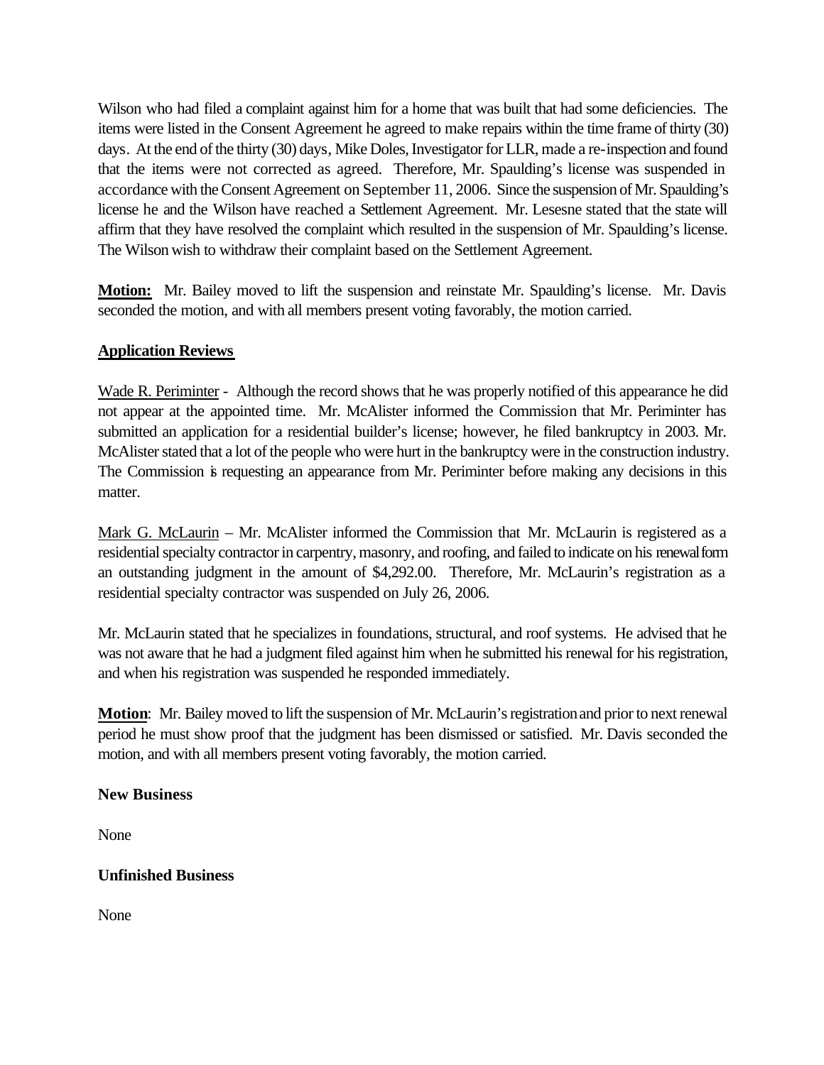Wilson who had filed a complaint against him for a home that was built that had some deficiencies. The items were listed in the Consent Agreement he agreed to make repairs within the time frame of thirty (30) days. At the end of the thirty (30) days, Mike Doles, Investigator for LLR, made a re-inspection and found that the items were not corrected as agreed. Therefore, Mr. Spaulding's license was suspended in accordance with the Consent Agreement on September 11, 2006. Since the suspension of Mr. Spaulding's license he and the Wilson have reached a Settlement Agreement. Mr. Lesesne stated that the state will affirm that they have resolved the complaint which resulted in the suspension of Mr. Spaulding's license. The Wilson wish to withdraw their complaint based on the Settlement Agreement.

**Motion:** Mr. Bailey moved to lift the suspension and reinstate Mr. Spaulding's license. Mr. Davis seconded the motion, and with all members present voting favorably, the motion carried.

**Application Reviews**

Wade R. Periminter - Although the record shows that he was properly notified of this appearance he did not appear at the appointed time. Mr. McAlister informed the Commission that Mr. Periminter has submitted an application for a residential builder's license; however, he filed bankruptcy in 2003. Mr. McAlister stated that a lot of the people who were hurt in the bankruptcy were in the construction industry. The Commission is requesting an appearance from Mr. Periminter before making any decisions in this matter.

Mark G. McLaurin – Mr. McAlister informed the Commission that Mr. McLaurin is registered as a residential specialty contractor in carpentry, masonry, and roofing, and failed to indicate on his renewal form an outstanding judgment in the amount of $4,292.00. Therefore, Mr. McLaurin's registration as a residential specialty contractor was suspended on July 26, 2006.

Mr. McLaurin stated that he specializes in foundations, structural, and roof systems. He advised that he was not aware that he had a judgment filed against him when he submitted his renewal for his registration, and when his registration was suspended he responded immediately.

**Motion**: Mr. Bailey moved to lift the suspension of Mr. McLaurin's registration and prior to next renewal period he must show proof that the judgment has been dismissed or satisfied. Mr. Davis seconded the motion, and with all members present voting favorably, the motion carried.

**New Business**

None

**Unfinished Business**

None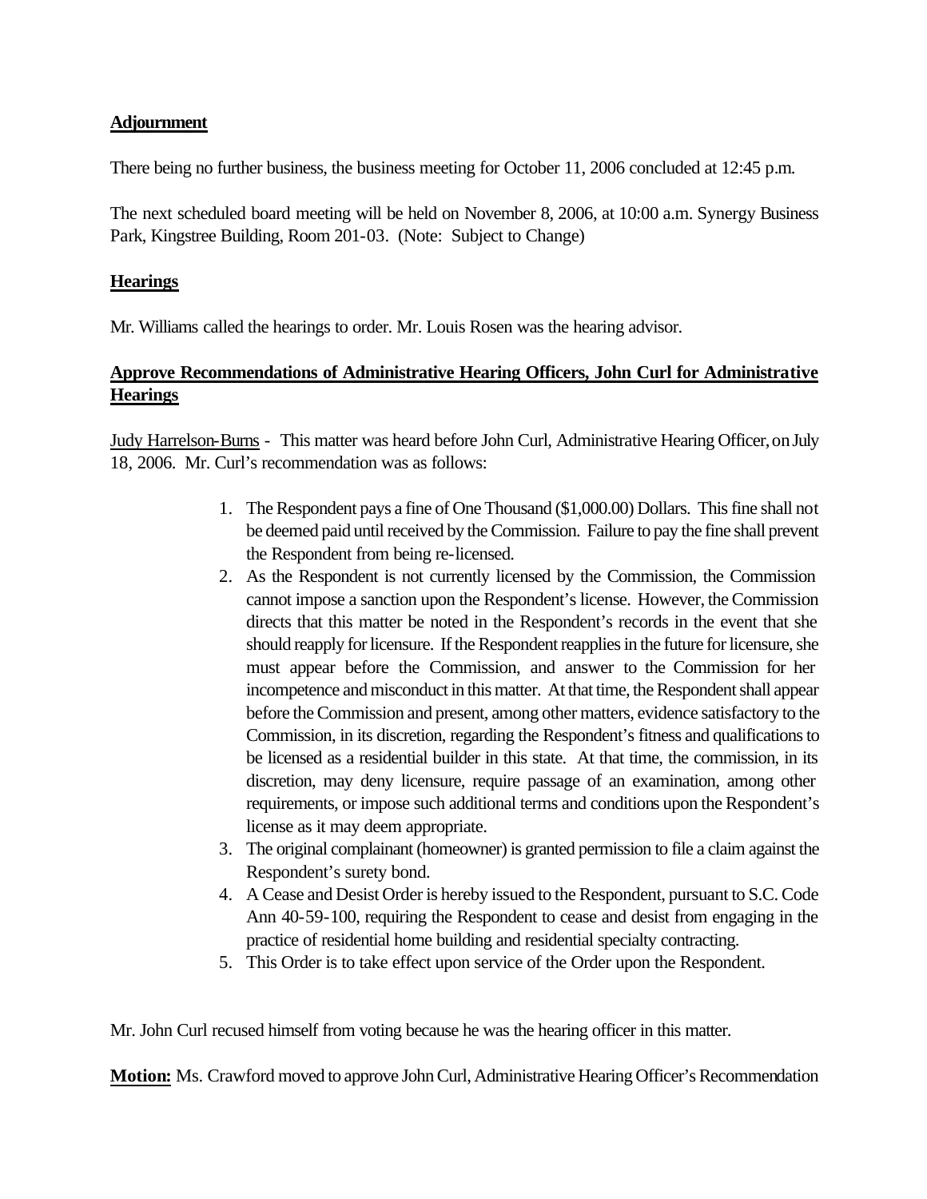**Adjournment**

There being no further business, the business meeting for October 11, 2006 concluded at 12:45 p.m.

The next scheduled board meeting will be held on November 8, 2006, at 10:00 a.m. Synergy Business Park, Kingstree Building, Room 201-03. (Note: Subject to Change)

**Hearings**

Mr. Williams called the hearings to order. Mr. Louis Rosen was the hearing advisor.

**Approve Recommendations of Administrative Hearing Officers, John Curl for Administrative Hearings**

Judy Harrelson-Burns - This matter was heard before John Curl, Administrative Hearing Officer, on July 18, 2006. Mr. Curl's recommendation was as follows:

1. The Respondent pays a fine of One Thousand ($1,000.00) Dollars. This fine shall not be deemed paid until received by the Commission. Failure to pay the fine shall prevent the Respondent from being re-licensed.
2. As the Respondent is not currently licensed by the Commission, the Commission cannot impose a sanction upon the Respondent's license. However, the Commission directs that this matter be noted in the Respondent's records in the event that she should reapply for licensure. If the Respondent reapplies in the future for licensure, she must appear before the Commission, and answer to the Commission for her incompetence and misconduct in this matter. At that time, the Respondent shall appear before the Commission and present, among other matters, evidence satisfactory to the Commission, in its discretion, regarding the Respondent's fitness and qualifications to be licensed as a residential builder in this state. At that time, the commission, in its discretion, may deny licensure, require passage of an examination, among other requirements, or impose such additional terms and conditions upon the Respondent's license as it may deem appropriate.
3. The original complainant (homeowner) is granted permission to file a claim against the Respondent's surety bond.
4. A Cease and Desist Order is hereby issued to the Respondent, pursuant to S.C. Code Ann 40-59-100, requiring the Respondent to cease and desist from engaging in the practice of residential home building and residential specialty contracting.
5. This Order is to take effect upon service of the Order upon the Respondent.

Mr. John Curl recused himself from voting because he was the hearing officer in this matter.

**Motion:** Ms. Crawford moved to approve John Curl, Administrative Hearing Officer's Recommendation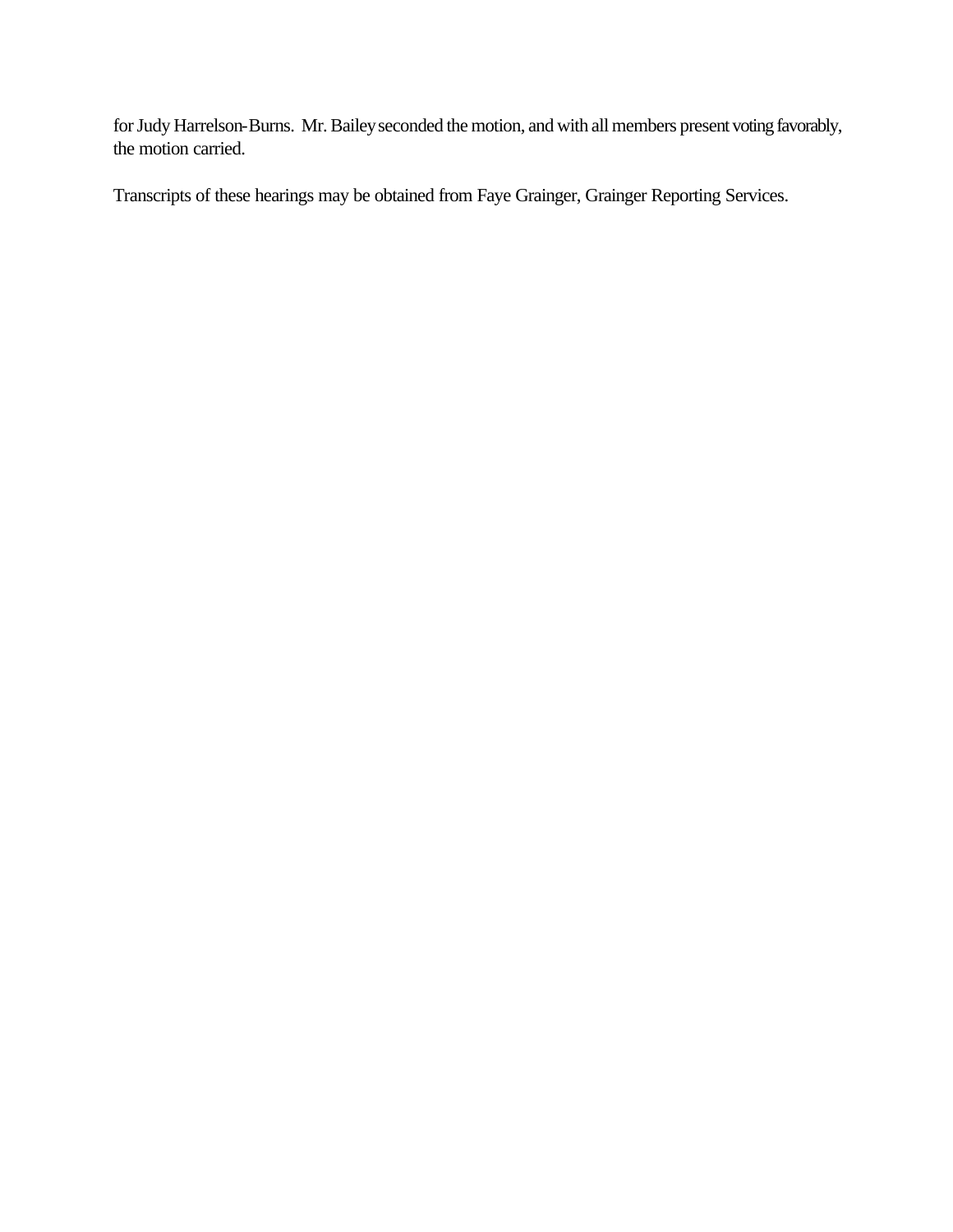for Judy Harrelson-Burns. Mr. Bailey seconded the motion, and with all members present voting favorably, the motion carried.

Transcripts of these hearings may be obtained from Faye Grainger, Grainger Reporting Services.